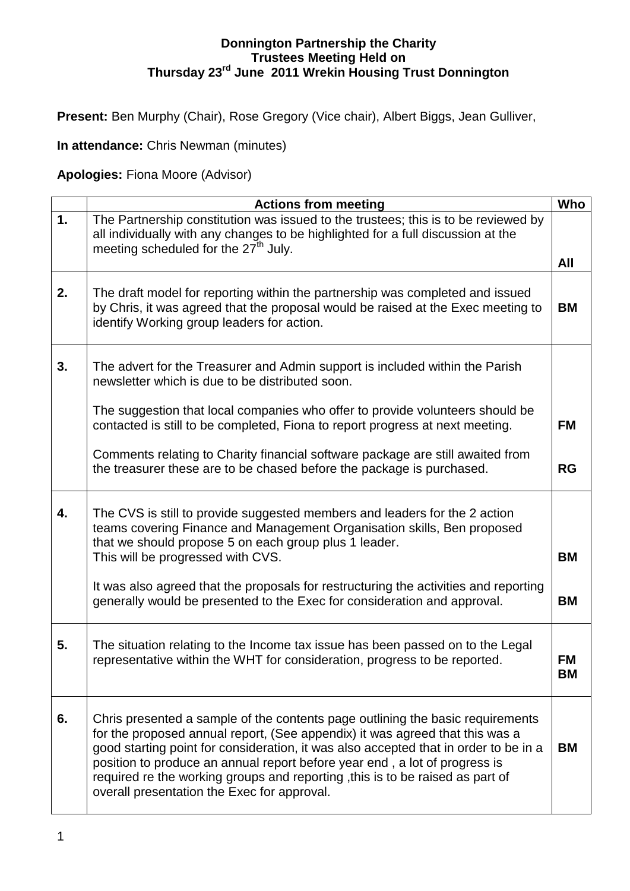**Donnington Partnership the Charity**
**Trustees Meeting Held on**
**Thursday 23rd June 2011 Wrekin Housing Trust Donnington**

**Present:** Ben Murphy (Chair), Rose Gregory (Vice chair), Albert Biggs, Jean Gulliver,

**In attendance:** Chris Newman (minutes)

**Apologies:** Fiona Moore (Advisor)

| | Actions from meeting | Who |
|---|---|---|
| **1.** | The Partnership constitution was issued to the trustees; this is to be reviewed by all individually with any changes to be highlighted for a full discussion at the meeting scheduled for the 27th July. | **All** |
| **2.** | The draft model for reporting within the partnership was completed and issued by Chris, it was agreed that the proposal would be raised at the Exec meeting to identify Working group leaders for action. | **BM** |
| **3.** | The advert for the Treasurer and Admin support is included within the Parish newsletter which is due to be distributed soon.<br><br>The suggestion that local companies who offer to provide volunteers should be contacted is still to be completed, Fiona to report progress at next meeting.<br><br>Comments relating to Charity financial software package are still awaited from the treasurer these are to be chased before the package is purchased. | <br><br>**FM**<br><br>**RG** |
| **4.** | The CVS is still to provide suggested members and leaders for the 2 action teams covering Finance and Management Organisation skills, Ben proposed that we should propose 5 on each group plus 1 leader.<br>This will be progressed with CVS.<br><br>It was also agreed that the proposals for restructuring the activities and reporting generally would be presented to the Exec for consideration and approval. | **BM**<br><br>**BM** |
| **5.** | The situation relating to the Income tax issue has been passed on to the Legal representative within the WHT for consideration, progress to be reported. | **FM**<br>**BM** |
| **6.** | Chris presented a sample of the contents page outlining the basic requirements for the proposed annual report, (See appendix) it was agreed that this was a good starting point for consideration, it was also accepted that in order to be in a position to produce an annual report before year end , a lot of progress is required re the working groups and reporting ,this is to be raised as part of overall presentation the Exec for approval. | **BM** |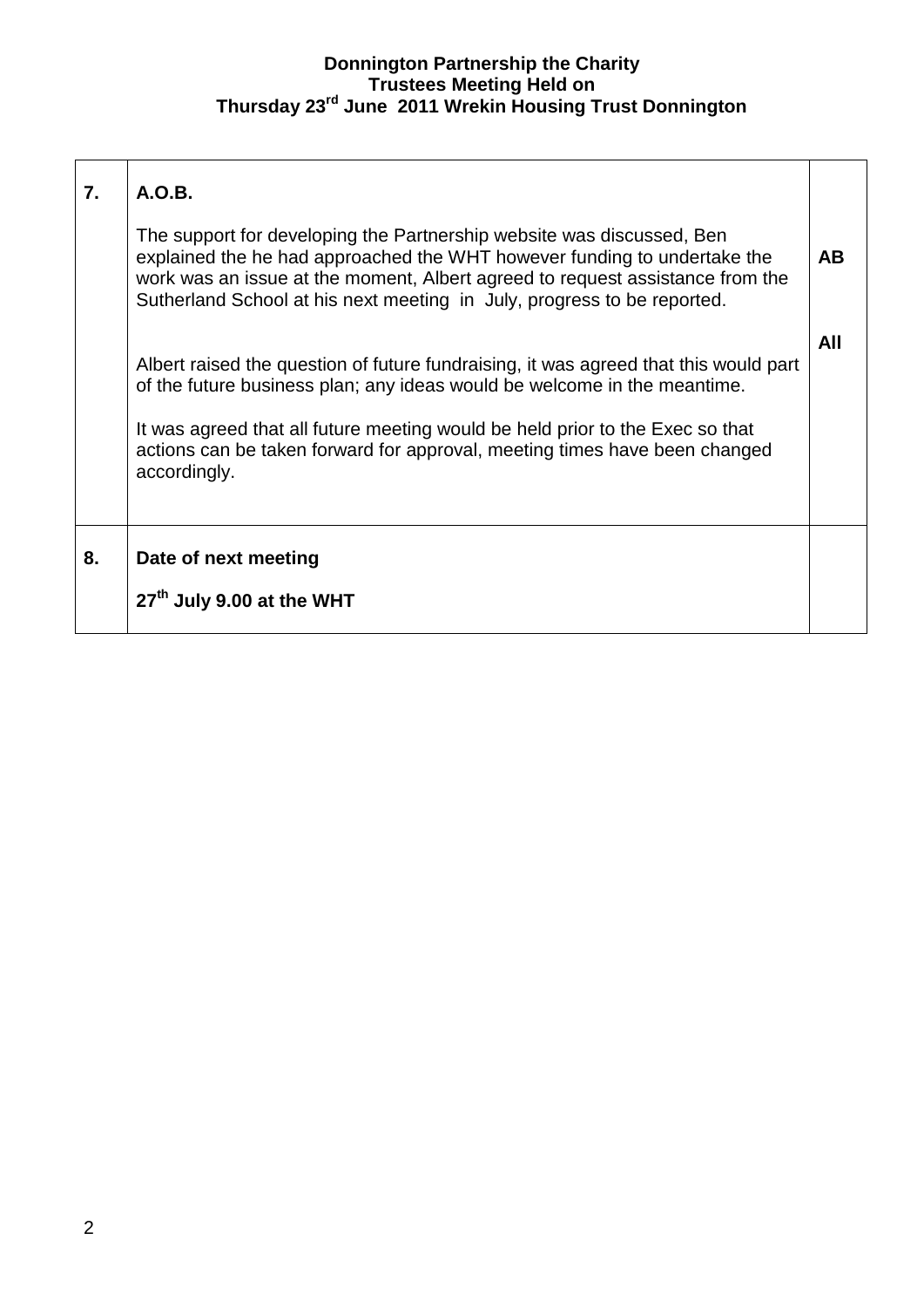**Donnington Partnership the Charity**
**Trustees Meeting Held on**
**Thursday 23rd June 2011 Wrekin Housing Trust Donnington**

| | | |
|---|---|---|
| **7.** | **A.O.B.**<br><br>The support for developing the Partnership website was discussed, Ben explained the he had approached the WHT however funding to undertake the work was an issue at the moment, Albert agreed to request assistance from the Sutherland School at his next meeting in July, progress to be reported.<br><br>Albert raised the question of future fundraising, it was agreed that this would part of the future business plan; any ideas would be welcome in the meantime.<br><br>It was agreed that all future meeting would be held prior to the Exec so that actions can be taken forward for approval, meeting times have been changed accordingly. | **AB**<br><br>**All** |
| **8.** | **Date of next meeting**<br><br>**27th July 9.00 at the WHT** | |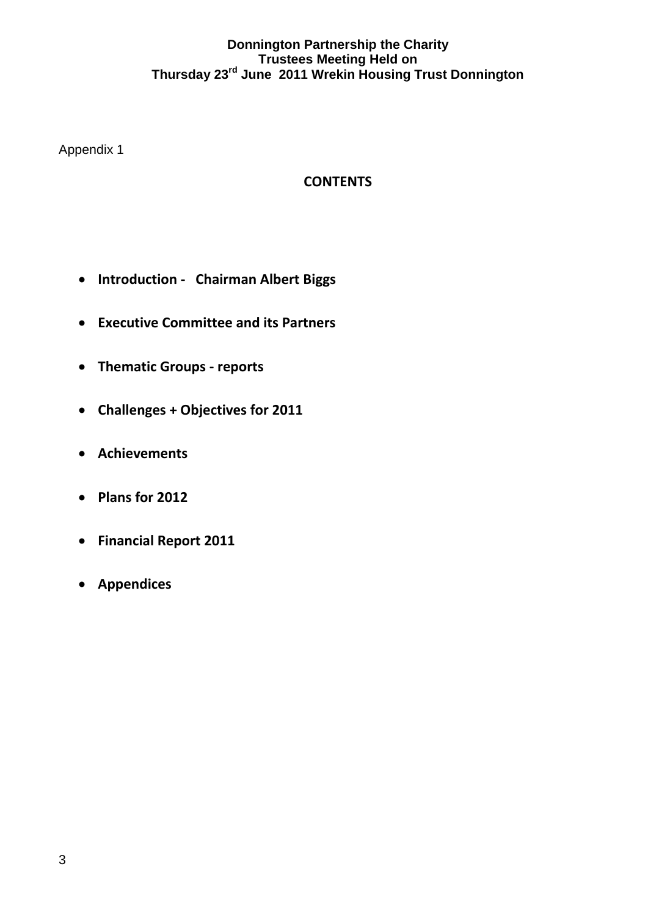**Donnington Partnership the Charity**
**Trustees Meeting Held on**
**Thursday 23rd June 2011 Wrekin Housing Trust Donnington**

Appendix 1

## CONTENTS

- **Introduction - Chairman Albert Biggs**
- **Executive Committee and its Partners**
- **Thematic Groups - reports**
- **Challenges + Objectives for 2011**
- **Achievements**
- **Plans for 2012**
- **Financial Report 2011**
- **Appendices**